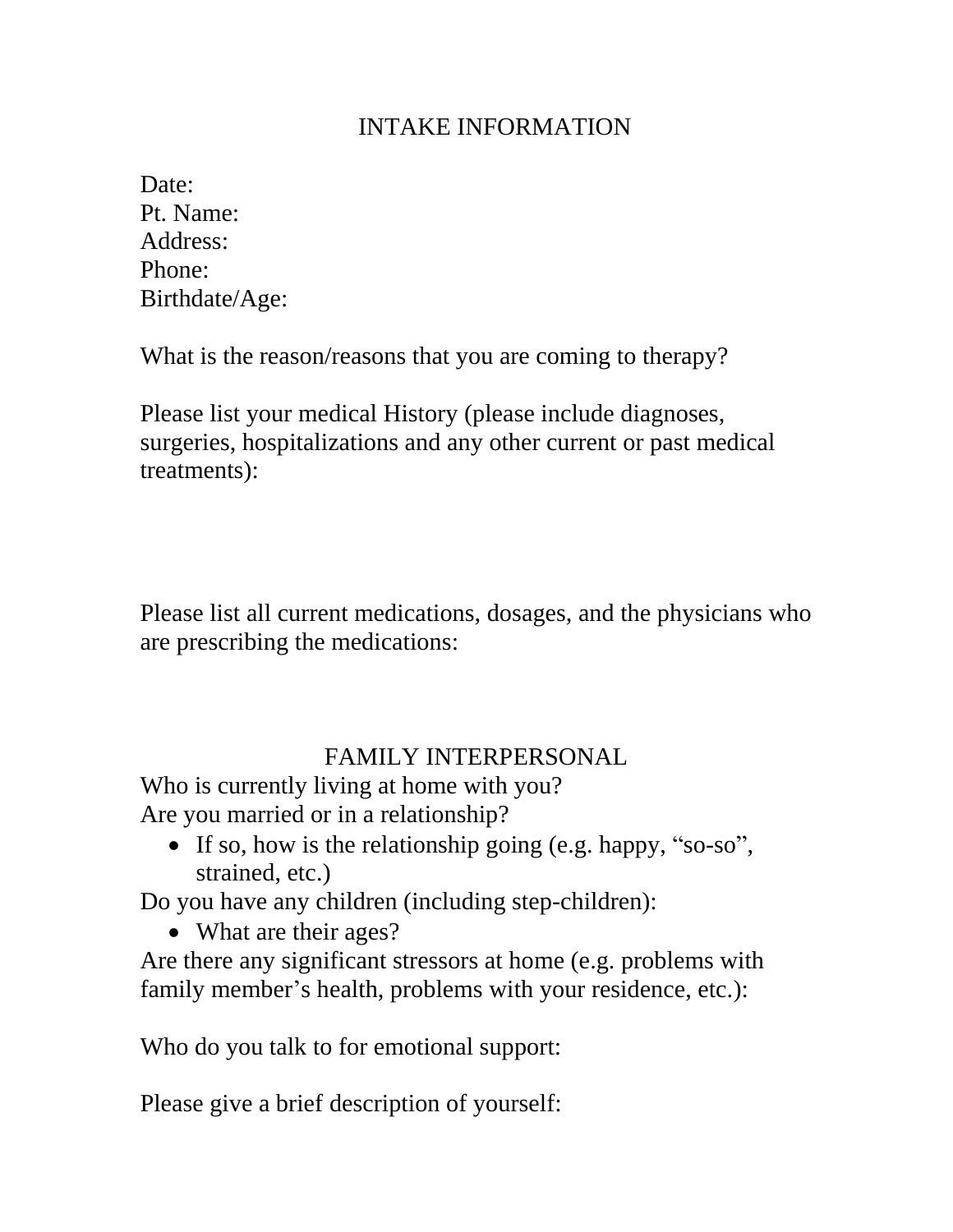# INTAKE INFORMATION

Date:
Pt. Name:
Address:
Phone:
Birthdate/Age:

What is the reason/reasons that you are coming to therapy?

Please list your medical History (please include diagnoses, surgeries, hospitalizations and any other current or past medical treatments):

Please list all current medications, dosages, and the physicians who are prescribing the medications:

## FAMILY INTERPERSONAL

Who is currently living at home with you?
Are you married or in a relationship?

- If so, how is the relationship going (e.g. happy, "so-so", strained, etc.)

Do you have any children (including step-children):

- What are their ages?

Are there any significant stressors at home (e.g. problems with family member's health, problems with your residence, etc.):

Who do you talk to for emotional support:

Please give a brief description of yourself: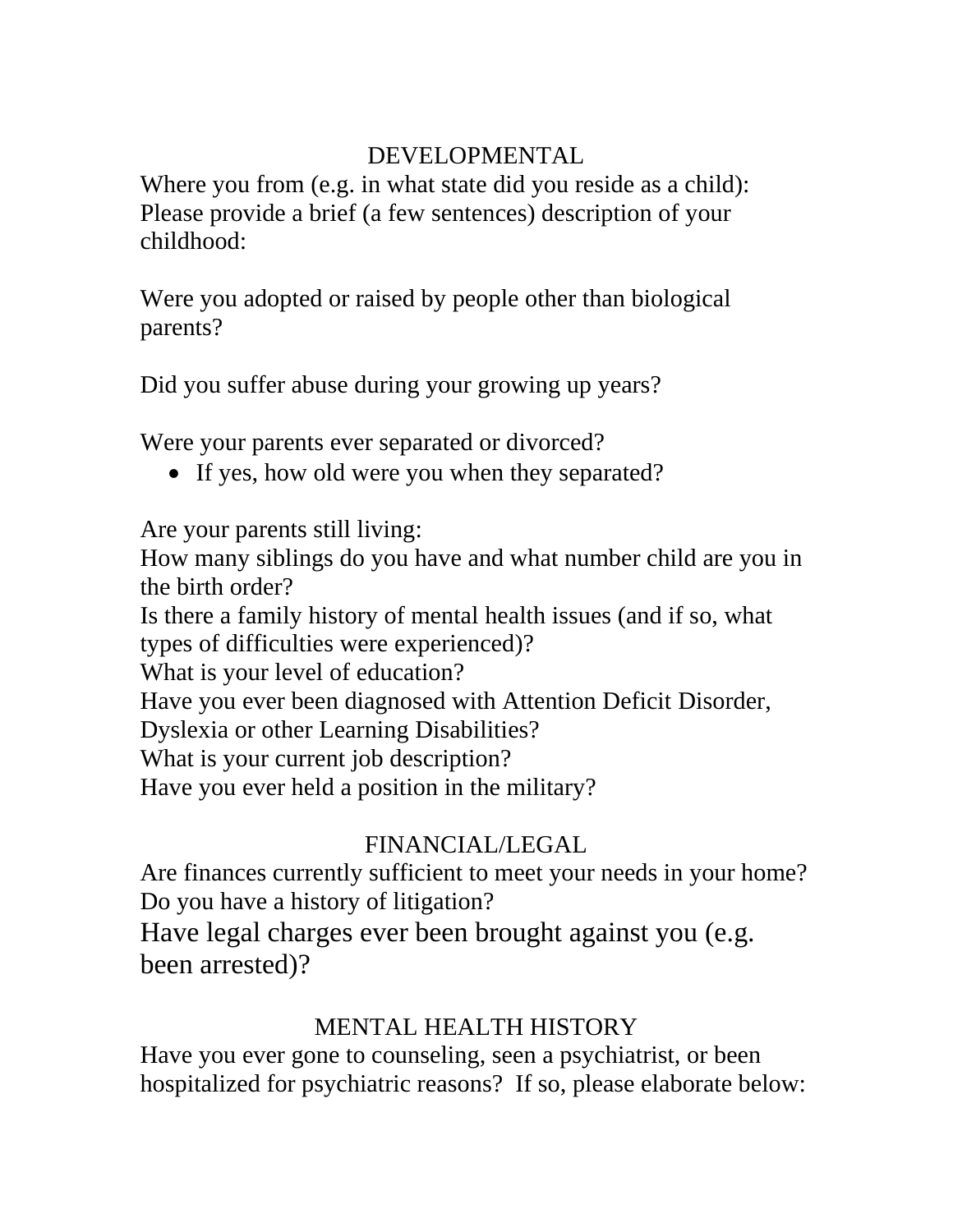## DEVELOPMENTAL

Where you from (e.g. in what state did you reside as a child):
Please provide a brief (a few sentences) description of your childhood:

Were you adopted or raised by people other than biological parents?

Did you suffer abuse during your growing up years?

Were your parents ever separated or divorced?

- If yes, how old were you when they separated?

Are your parents still living:
How many siblings do you have and what number child are you in the birth order?
Is there a family history of mental health issues (and if so, what types of difficulties were experienced)?
What is your level of education?
Have you ever been diagnosed with Attention Deficit Disorder, Dyslexia or other Learning Disabilities?
What is your current job description?
Have you ever held a position in the military?

## FINANCIAL/LEGAL

Are finances currently sufficient to meet your needs in your home?
Do you have a history of litigation?
Have legal charges ever been brought against you (e.g. been arrested)?

## MENTAL HEALTH HISTORY

Have you ever gone to counseling, seen a psychiatrist, or been hospitalized for psychiatric reasons? If so, please elaborate below: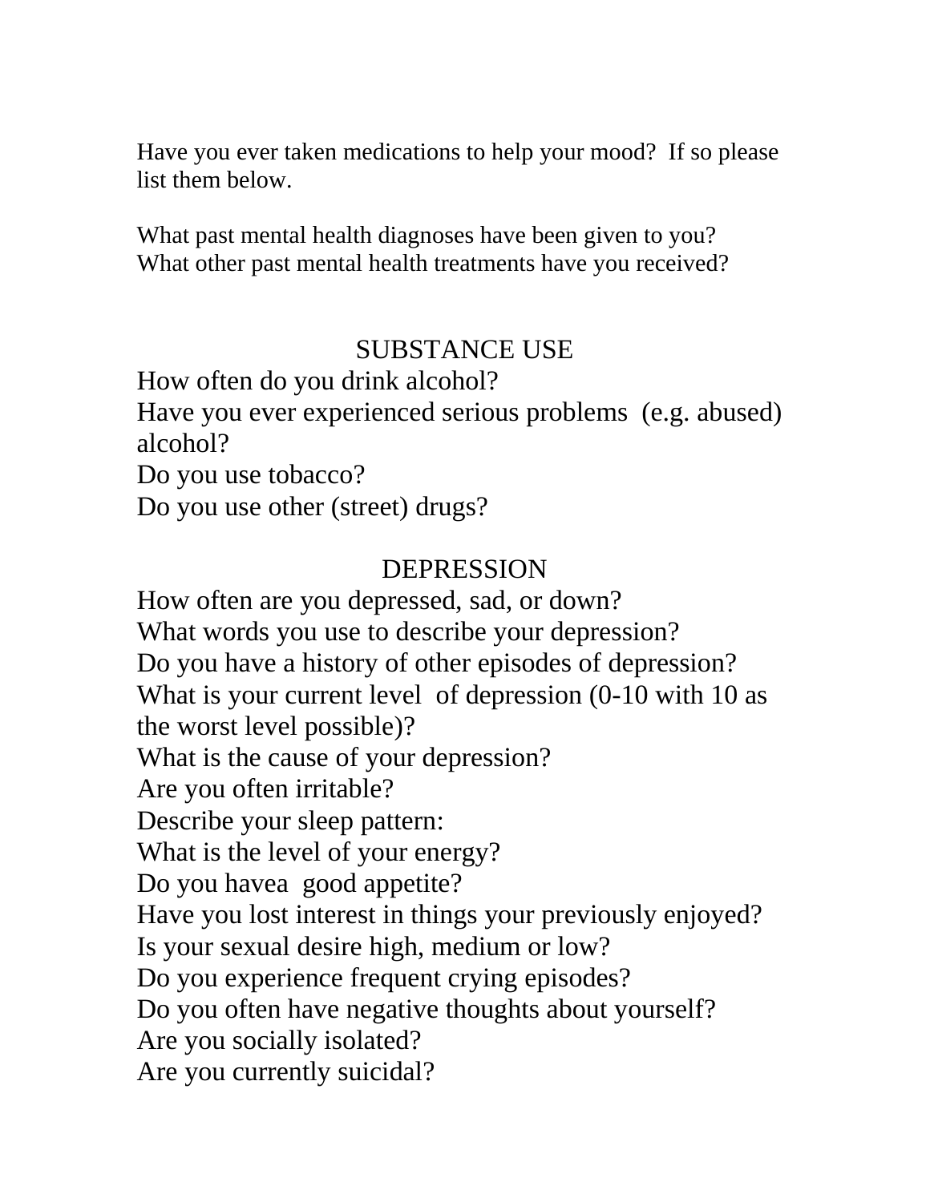Have you ever taken medications to help your mood? If so please list them below.

What past mental health diagnoses have been given to you?
What other past mental health treatments have you received?

## SUBSTANCE USE

How often do you drink alcohol?
Have you ever experienced serious problems (e.g. abused) alcohol?
Do you use tobacco?
Do you use other (street) drugs?

## DEPRESSION

How often are you depressed, sad, or down?
What words you use to describe your depression?
Do you have a history of other episodes of depression?
What is your current level of depression (0-10 with 10 as the worst level possible)?
What is the cause of your depression?
Are you often irritable?
Describe your sleep pattern:
What is the level of your energy?
Do you havea good appetite?
Have you lost interest in things your previously enjoyed?
Is your sexual desire high, medium or low?
Do you experience frequent crying episodes?
Do you often have negative thoughts about yourself?
Are you socially isolated?
Are you currently suicidal?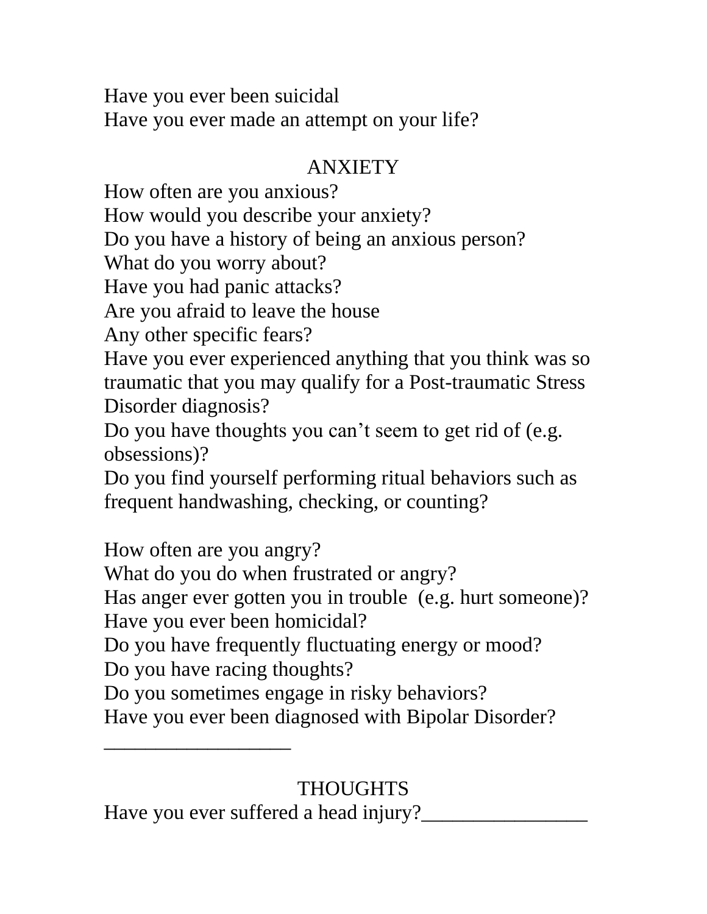Have you ever been suicidal
Have you ever made an attempt on your life?

## ANXIETY

How often are you anxious?
How would you describe your anxiety?
Do you have a history of being an anxious person?
What do you worry about?
Have you had panic attacks?
Are you afraid to leave the house
Any other specific fears?
Have you ever experienced anything that you think was so traumatic that you may qualify for a Post-traumatic Stress Disorder diagnosis?
Do you have thoughts you can't seem to get rid of (e.g. obsessions)?
Do you find yourself performing ritual behaviors such as frequent handwashing, checking, or counting?

How often are you angry?
What do you do when frustrated or angry?
Has anger ever gotten you in trouble (e.g. hurt someone)?
Have you ever been homicidal?
Do you have frequently fluctuating energy or mood?
Do you have racing thoughts?
Do you sometimes engage in risky behaviors?
Have you ever been diagnosed with Bipolar Disorder?
___________________

## THOUGHTS

Have you ever suffered a head injury?_________________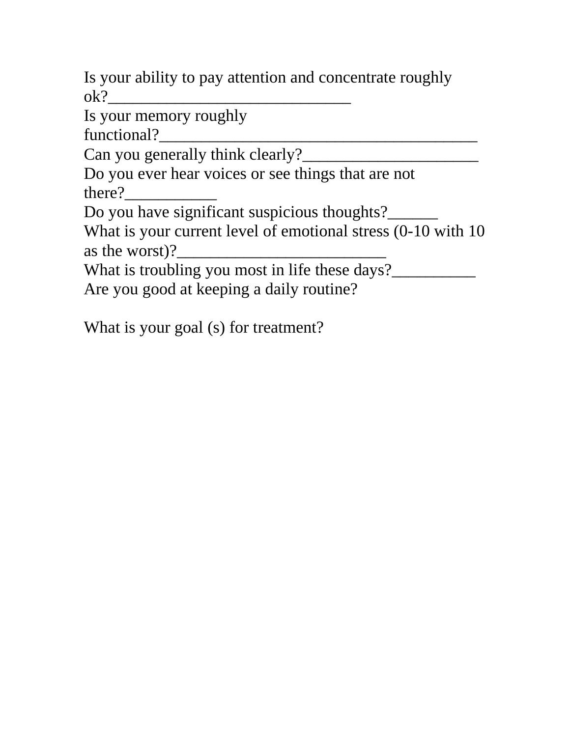Is your ability to pay attention and concentrate roughly ok?______________________________
Is your memory roughly functional?________________________________________
Can you generally think clearly?______________________
Do you ever hear voices or see things that are not there?___________
Do you have significant suspicious thoughts?______
What is your current level of emotional stress (0-10 with 10 as the worst)?_________________________
What is troubling you most in life these days?__________
Are you good at keeping a daily routine?

What is your goal (s) for treatment?